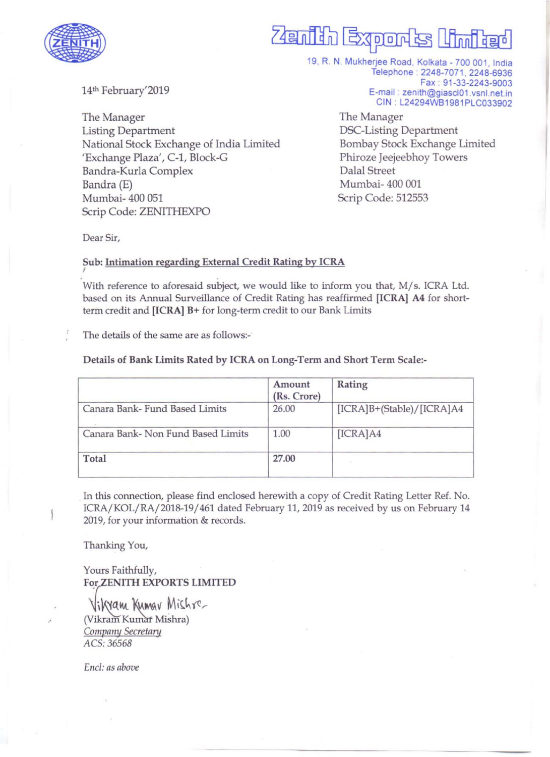# Zenith Exports Limited

19, R. N. Mukherjee Road, Kolkata - 700 001, India
Telephone : 2248-7071, 2248-6936
Fax : 91-33-2243-9003
E-mail : zenith@giascl01.vsnl.net.in
CIN : L24294WB1981PLC033902

14th February'2019

The Manager
Listing Department
National Stock Exchange of India Limited
'Exchange Plaza', C-1, Block-G
Bandra-Kurla Complex
Bandra (E)
Mumbai- 400 051
Scrip Code: ZENITHEXPO

The Manager
DSC-Listing Department
Bombay Stock Exchange Limited
Phiroze Jeejeebhoy Towers
Dalal Street
Mumbai- 400 001
Scrip Code: 512553

Dear Sir,

**Sub: Intimation regarding External Credit Rating by ICRA**

With reference to aforesaid subject, we would like to inform you that, M/s. ICRA Ltd. based on its Annual Surveillance of Credit Rating has reaffirmed **[ICRA] A4** for short-term credit and **[ICRA] B+** for long-term credit to our Bank Limits

The details of the same are as follows:-

**Details of Bank Limits Rated by ICRA on Long-Term and Short Term Scale:-**

| | Amount (Rs. Crore) | Rating |
|---|---|---|
| Canara Bank- Fund Based Limits | 26.00 | [ICRA]B+(Stable)/[ICRA]A4 |
| Canara Bank- Non Fund Based Limits | 1.00 | [ICRA]A4 |
| **Total** | **27.00** | |

In this connection, please find enclosed herewith a copy of Credit Rating Letter Ref. No. ICRA/KOL/RA/2018-19/461 dated February 11, 2019 as received by us on February 14 2019, for your information & records.

Thanking You,

Yours Faithfully,
**For ZENITH EXPORTS LIMITED**

(Vikram Kumar Mishra)
*Company Secretary*
*ACS: 36568*

*Encl: as above*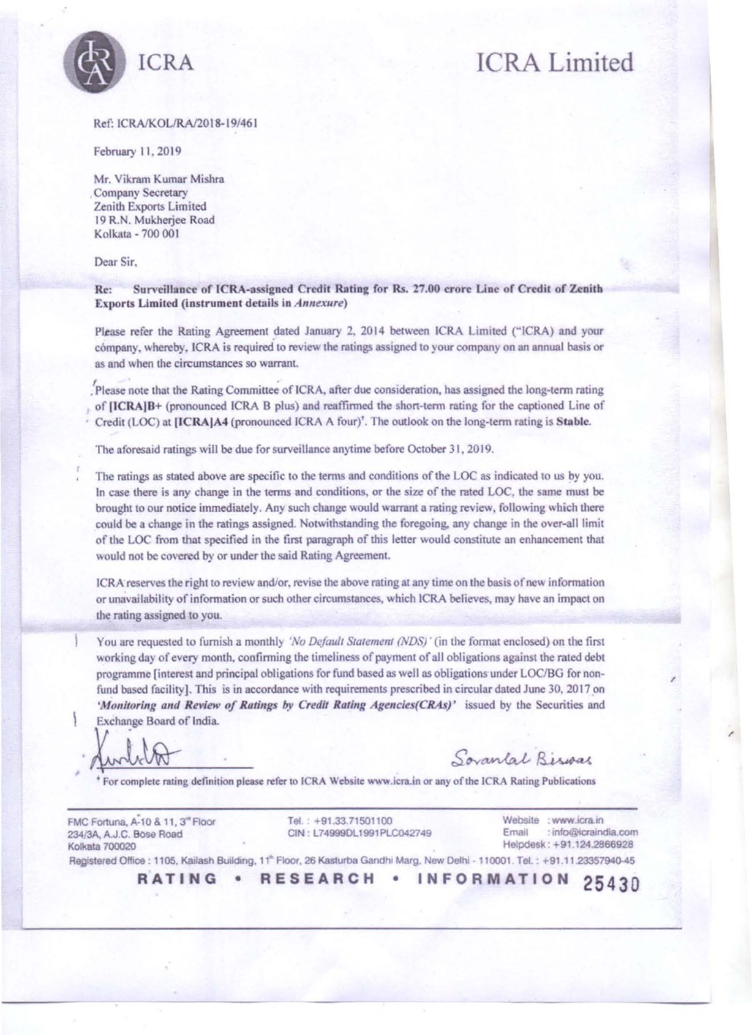ICRA

# ICRA Limited

Ref: ICRA/KOL/RA/2018-19/461

February 11, 2019

Mr. Vikram Kumar Mishra
Company Secretary
Zenith Exports Limited
19 R.N. Mukherjee Road
Kolkata - 700 001

Dear Sir,

**Re: Surveillance of ICRA-assigned Credit Rating for Rs. 27.00 crore Line of Credit of Zenith Exports Limited (instrument details in *Annexure*)**

Please refer the Rating Agreement dated January 2, 2014 between ICRA Limited ("ICRA) and your company, whereby, ICRA is required to review the ratings assigned to your company on an annual basis or as and when the circumstances so warrant.

Please note that the Rating Committee of ICRA, after due consideration, has assigned the long-term rating of **[ICRA]B+** (pronounced ICRA B plus) and reaffirmed the short-term rating for the captioned Line of Credit (LOC) at **[ICRA]A4** (pronounced ICRA A four)*. The outlook on the long-term rating is **Stable**.

The aforesaid ratings will be due for surveillance anytime before October 31, 2019.

The ratings as stated above are specific to the terms and conditions of the LOC as indicated to us by you. In case there is any change in the terms and conditions, or the size of the rated LOC, the same must be brought to our notice immediately. Any such change would warrant a rating review, following which there could be a change in the ratings assigned. Notwithstanding the foregoing, any change in the over-all limit of the LOC from that specified in the first paragraph of this letter would constitute an enhancement that would not be covered by or under the said Rating Agreement.

ICRA reserves the right to review and/or, revise the above rating at any time on the basis of new information or unavailability of information or such other circumstances, which ICRA believes, may have an impact on the rating assigned to you.

You are requested to furnish a monthly *'No Default Statement (NDS)'* (in the format enclosed) on the first working day of every month, confirming the timeliness of payment of all obligations against the rated debt programme [interest and principal obligations for fund based as well as obligations under LOC/BG for non-fund based facility]. This is in accordance with requirements prescribed in circular dated June 30, 2017 on ***'Monitoring and Review of Ratings by Credit Rating Agencies(CRAs)'*** issued by the Securities and Exchange Board of India.

Sovanlal Biswas

* For complete rating definition please refer to ICRA Website www.icra.in or any of the ICRA Rating Publications

FMC Fortuna, A-10 & 11, 3rd Floor
234/3A, A.J.C. Bose Road
Kolkata 700020

Tel.: +91.33.71501100
CIN: L74999DL1991PLC042749

Website: www.icra.in
Email: info@icraindia.com
Helpdesk: +91.124.2866928

Registered Office: 1105, Kailash Building, 11th Floor, 26 Kasturba Gandhi Marg, New Delhi - 110001. Tel.: +91.11.23357940-45

RATING • RESEARCH • INFORMATION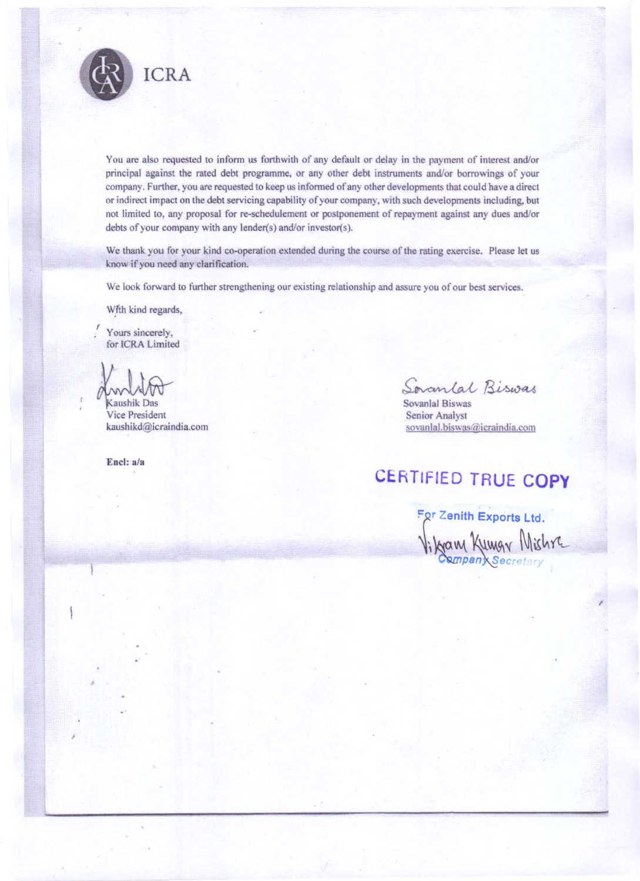ICRA

You are also requested to inform us forthwith of any default or delay in the payment of interest and/or principal against the rated debt programme, or any other debt instruments and/or borrowings of your company. Further, you are requested to keep us informed of any other developments that could have a direct or indirect impact on the debt servicing capability of your company, with such developments including, but not limited to, any proposal for re-schedulement or postponement of repayment against any dues and/or debts of your company with any lender(s) and/or investor(s).

We thank you for your kind co-operation extended during the course of the rating exercise. Please let us know if you need any clarification.

We look forward to further strengthening our existing relationship and assure you of our best services.

With kind regards,

Yours sincerely,
for ICRA Limited

Kaushik Das
Vice President
kaushikd@icraindia.com

Sovanlal Biswas
Senior Analyst
sovanlal.biswas@icraindia.com

**Encl: a/a**

**CERTIFIED TRUE COPY**

For Zenith Exports Ltd.

Vikram Kumar Mishra
Company Secretary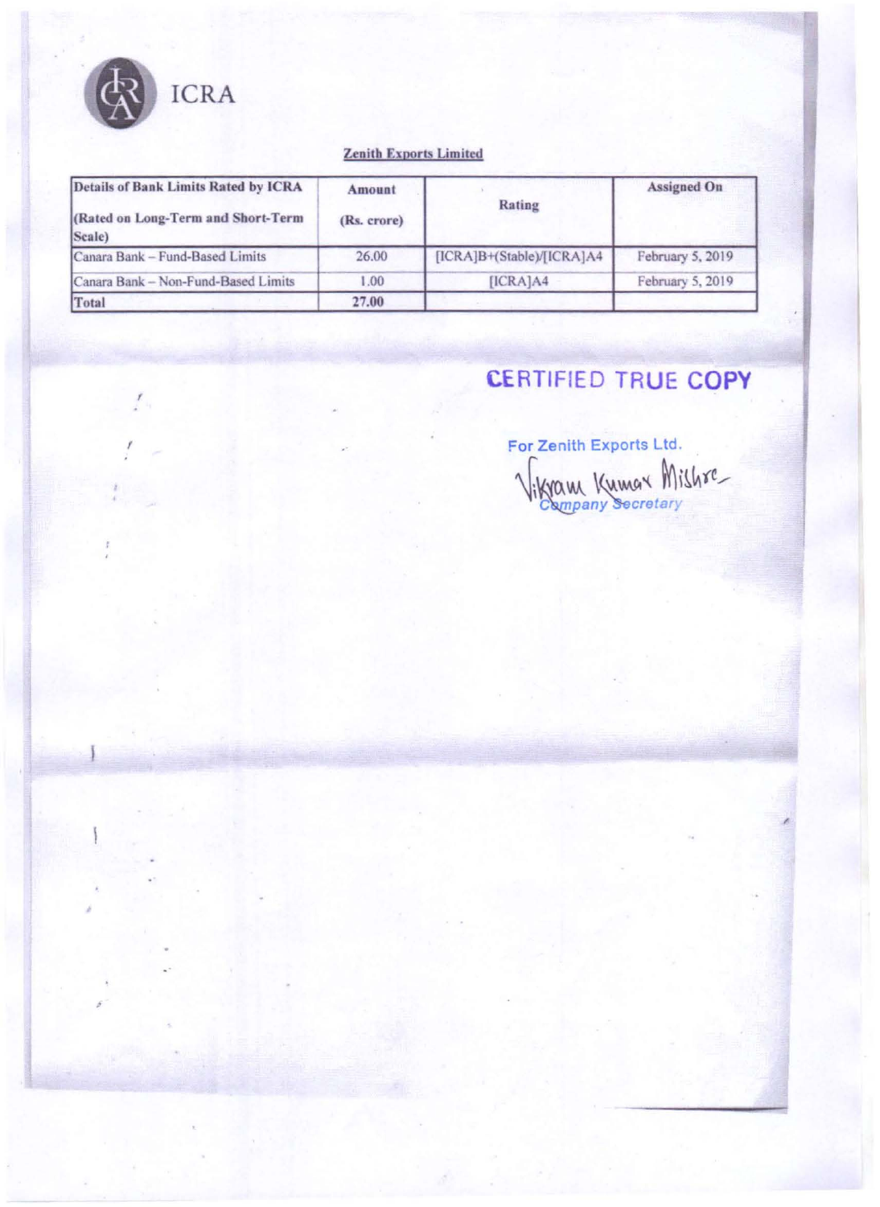ICRA

**Zenith Exports Limited**

| Details of Bank Limits Rated by ICRA (Rated on Long-Term and Short-Term Scale) | Amount (Rs. crore) | Rating | Assigned On |
|---|---|---|---|
| Canara Bank – Fund-Based Limits | 26.00 | [ICRA]B+(Stable)/[ICRA]A4 | February 5, 2019 |
| Canara Bank – Non-Fund-Based Limits | 1.00 | [ICRA]A4 | February 5, 2019 |
| Total | 27.00 | | |

**CERTIFIED TRUE COPY**

For Zenith Exports Ltd.

Vikram Kumar Mishra

Company Secretary